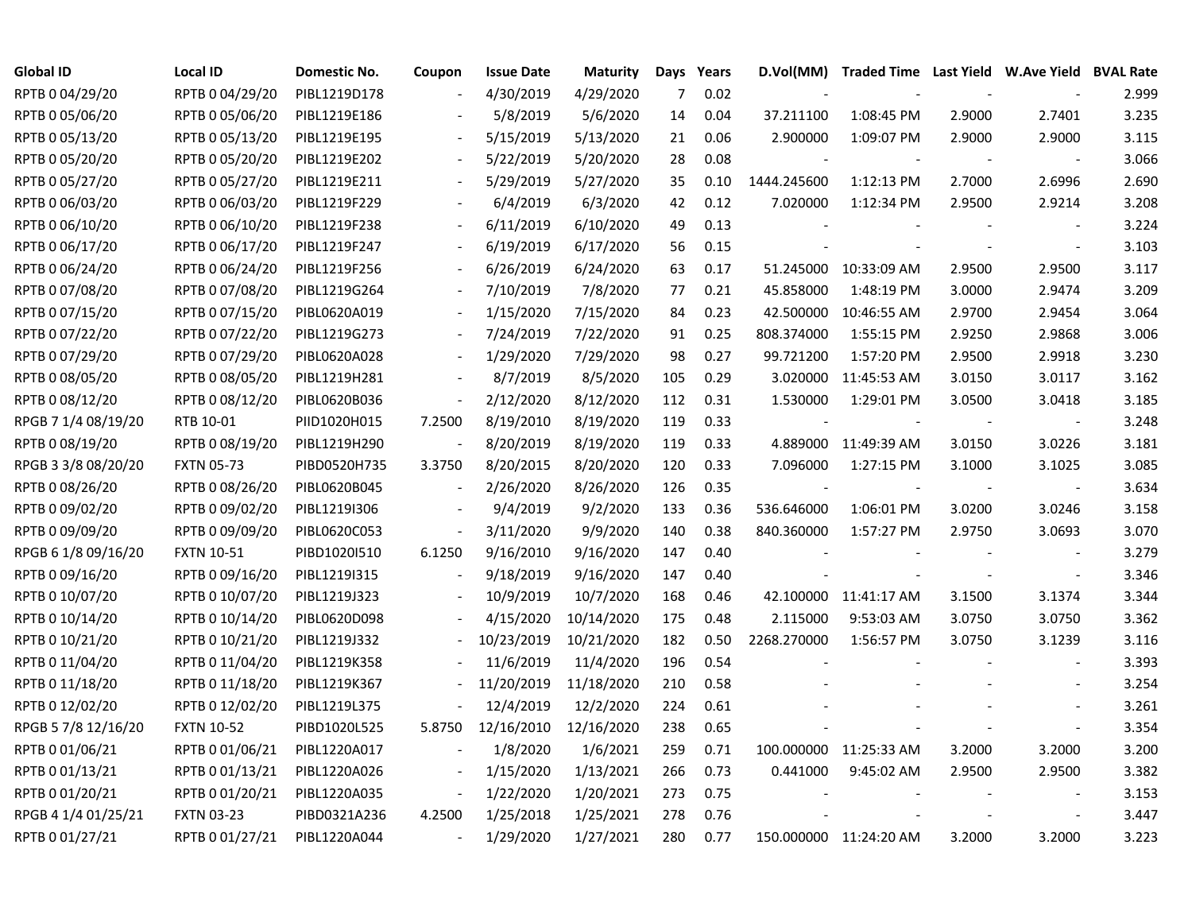| Global ID | Local ID | Domestic No. | Coupon | Issue Date | Maturity | Days | Years | D.Vol(MM) | Traded Time | Last Yield | W.Ave Yield | BVAL Rate |
|---|---|---|---|---|---|---|---|---|---|---|---|---|
| RPTB 0 04/29/20 | RPTB 0 04/29/20 | PIBL1219D178 | - | 4/30/2019 | 4/29/2020 | 7 | 0.02 | - | - | - | - | 2.999 |
| RPTB 0 05/06/20 | RPTB 0 05/06/20 | PIBL1219E186 | - | 5/8/2019 | 5/6/2020 | 14 | 0.04 | 37.211100 | 1:08:45 PM | 2.9000 | 2.7401 | 3.235 |
| RPTB 0 05/13/20 | RPTB 0 05/13/20 | PIBL1219E195 | - | 5/15/2019 | 5/13/2020 | 21 | 0.06 | 2.900000 | 1:09:07 PM | 2.9000 | 2.9000 | 3.115 |
| RPTB 0 05/20/20 | RPTB 0 05/20/20 | PIBL1219E202 | - | 5/22/2019 | 5/20/2020 | 28 | 0.08 | - | - | - | - | 3.066 |
| RPTB 0 05/27/20 | RPTB 0 05/27/20 | PIBL1219E211 | - | 5/29/2019 | 5/27/2020 | 35 | 0.10 | 1444.245600 | 1:12:13 PM | 2.7000 | 2.6996 | 2.690 |
| RPTB 0 06/03/20 | RPTB 0 06/03/20 | PIBL1219F229 | - | 6/4/2019 | 6/3/2020 | 42 | 0.12 | 7.020000 | 1:12:34 PM | 2.9500 | 2.9214 | 3.208 |
| RPTB 0 06/10/20 | RPTB 0 06/10/20 | PIBL1219F238 | - | 6/11/2019 | 6/10/2020 | 49 | 0.13 | - | - | - | - | 3.224 |
| RPTB 0 06/17/20 | RPTB 0 06/17/20 | PIBL1219F247 | - | 6/19/2019 | 6/17/2020 | 56 | 0.15 | - | - | - | - | 3.103 |
| RPTB 0 06/24/20 | RPTB 0 06/24/20 | PIBL1219F256 | - | 6/26/2019 | 6/24/2020 | 63 | 0.17 | 51.245000 | 10:33:09 AM | 2.9500 | 2.9500 | 3.117 |
| RPTB 0 07/08/20 | RPTB 0 07/08/20 | PIBL1219G264 | - | 7/10/2019 | 7/8/2020 | 77 | 0.21 | 45.858000 | 1:48:19 PM | 3.0000 | 2.9474 | 3.209 |
| RPTB 0 07/15/20 | RPTB 0 07/15/20 | PIBL0620A019 | - | 1/15/2020 | 7/15/2020 | 84 | 0.23 | 42.500000 | 10:46:55 AM | 2.9700 | 2.9454 | 3.064 |
| RPTB 0 07/22/20 | RPTB 0 07/22/20 | PIBL1219G273 | - | 7/24/2019 | 7/22/2020 | 91 | 0.25 | 808.374000 | 1:55:15 PM | 2.9250 | 2.9868 | 3.006 |
| RPTB 0 07/29/20 | RPTB 0 07/29/20 | PIBL0620A028 | - | 1/29/2020 | 7/29/2020 | 98 | 0.27 | 99.721200 | 1:57:20 PM | 2.9500 | 2.9918 | 3.230 |
| RPTB 0 08/05/20 | RPTB 0 08/05/20 | PIBL1219H281 | - | 8/7/2019 | 8/5/2020 | 105 | 0.29 | 3.020000 | 11:45:53 AM | 3.0150 | 3.0117 | 3.162 |
| RPTB 0 08/12/20 | RPTB 0 08/12/20 | PIBL0620B036 | - | 2/12/2020 | 8/12/2020 | 112 | 0.31 | 1.530000 | 1:29:01 PM | 3.0500 | 3.0418 | 3.185 |
| RPGB 7 1/4 08/19/20 | RTB 10-01 | PIID1020H015 | 7.2500 | 8/19/2010 | 8/19/2020 | 119 | 0.33 | - | - | - | - | 3.248 |
| RPTB 0 08/19/20 | RPTB 0 08/19/20 | PIBL1219H290 | - | 8/20/2019 | 8/19/2020 | 119 | 0.33 | 4.889000 | 11:49:39 AM | 3.0150 | 3.0226 | 3.181 |
| RPGB 3 3/8 08/20/20 | FXTN 05-73 | PIBD0520H735 | 3.3750 | 8/20/2015 | 8/20/2020 | 120 | 0.33 | 7.096000 | 1:27:15 PM | 3.1000 | 3.1025 | 3.085 |
| RPTB 0 08/26/20 | RPTB 0 08/26/20 | PIBL0620B045 | - | 2/26/2020 | 8/26/2020 | 126 | 0.35 | - | - | - | - | 3.634 |
| RPTB 0 09/02/20 | RPTB 0 09/02/20 | PIBL1219I306 | - | 9/4/2019 | 9/2/2020 | 133 | 0.36 | 536.646000 | 1:06:01 PM | 3.0200 | 3.0246 | 3.158 |
| RPTB 0 09/09/20 | RPTB 0 09/09/20 | PIBL0620C053 | - | 3/11/2020 | 9/9/2020 | 140 | 0.38 | 840.360000 | 1:57:27 PM | 2.9750 | 3.0693 | 3.070 |
| RPGB 6 1/8 09/16/20 | FXTN 10-51 | PIBD1020I510 | 6.1250 | 9/16/2010 | 9/16/2020 | 147 | 0.40 | - | - | - | - | 3.279 |
| RPTB 0 09/16/20 | RPTB 0 09/16/20 | PIBL1219I315 | - | 9/18/2019 | 9/16/2020 | 147 | 0.40 | - | - | - | - | 3.346 |
| RPTB 0 10/07/20 | RPTB 0 10/07/20 | PIBL1219J323 | - | 10/9/2019 | 10/7/2020 | 168 | 0.46 | 42.100000 | 11:41:17 AM | 3.1500 | 3.1374 | 3.344 |
| RPTB 0 10/14/20 | RPTB 0 10/14/20 | PIBL0620D098 | - | 4/15/2020 | 10/14/2020 | 175 | 0.48 | 2.115000 | 9:53:03 AM | 3.0750 | 3.0750 | 3.362 |
| RPTB 0 10/21/20 | RPTB 0 10/21/20 | PIBL1219J332 | - | 10/23/2019 | 10/21/2020 | 182 | 0.50 | 2268.270000 | 1:56:57 PM | 3.0750 | 3.1239 | 3.116 |
| RPTB 0 11/04/20 | RPTB 0 11/04/20 | PIBL1219K358 | - | 11/6/2019 | 11/4/2020 | 196 | 0.54 | - | - | - | - | 3.393 |
| RPTB 0 11/18/20 | RPTB 0 11/18/20 | PIBL1219K367 | - | 11/20/2019 | 11/18/2020 | 210 | 0.58 | - | - | - | - | 3.254 |
| RPTB 0 12/02/20 | RPTB 0 12/02/20 | PIBL1219L375 | - | 12/4/2019 | 12/2/2020 | 224 | 0.61 | - | - | - | - | 3.261 |
| RPGB 5 7/8 12/16/20 | FXTN 10-52 | PIBD1020L525 | 5.8750 | 12/16/2010 | 12/16/2020 | 238 | 0.65 | - | - | - | - | 3.354 |
| RPTB 0 01/06/21 | RPTB 0 01/06/21 | PIBL1220A017 | - | 1/8/2020 | 1/6/2021 | 259 | 0.71 | 100.000000 | 11:25:33 AM | 3.2000 | 3.2000 | 3.200 |
| RPTB 0 01/13/21 | RPTB 0 01/13/21 | PIBL1220A026 | - | 1/15/2020 | 1/13/2021 | 266 | 0.73 | 0.441000 | 9:45:02 AM | 2.9500 | 2.9500 | 3.382 |
| RPTB 0 01/20/21 | RPTB 0 01/20/21 | PIBL1220A035 | - | 1/22/2020 | 1/20/2021 | 273 | 0.75 | - | - | - | - | 3.153 |
| RPGB 4 1/4 01/25/21 | FXTN 03-23 | PIBD0321A236 | 4.2500 | 1/25/2018 | 1/25/2021 | 278 | 0.76 | - | - | - | - | 3.447 |
| RPTB 0 01/27/21 | RPTB 0 01/27/21 | PIBL1220A044 | - | 1/29/2020 | 1/27/2021 | 280 | 0.77 | 150.000000 | 11:24:20 AM | 3.2000 | 3.2000 | 3.223 |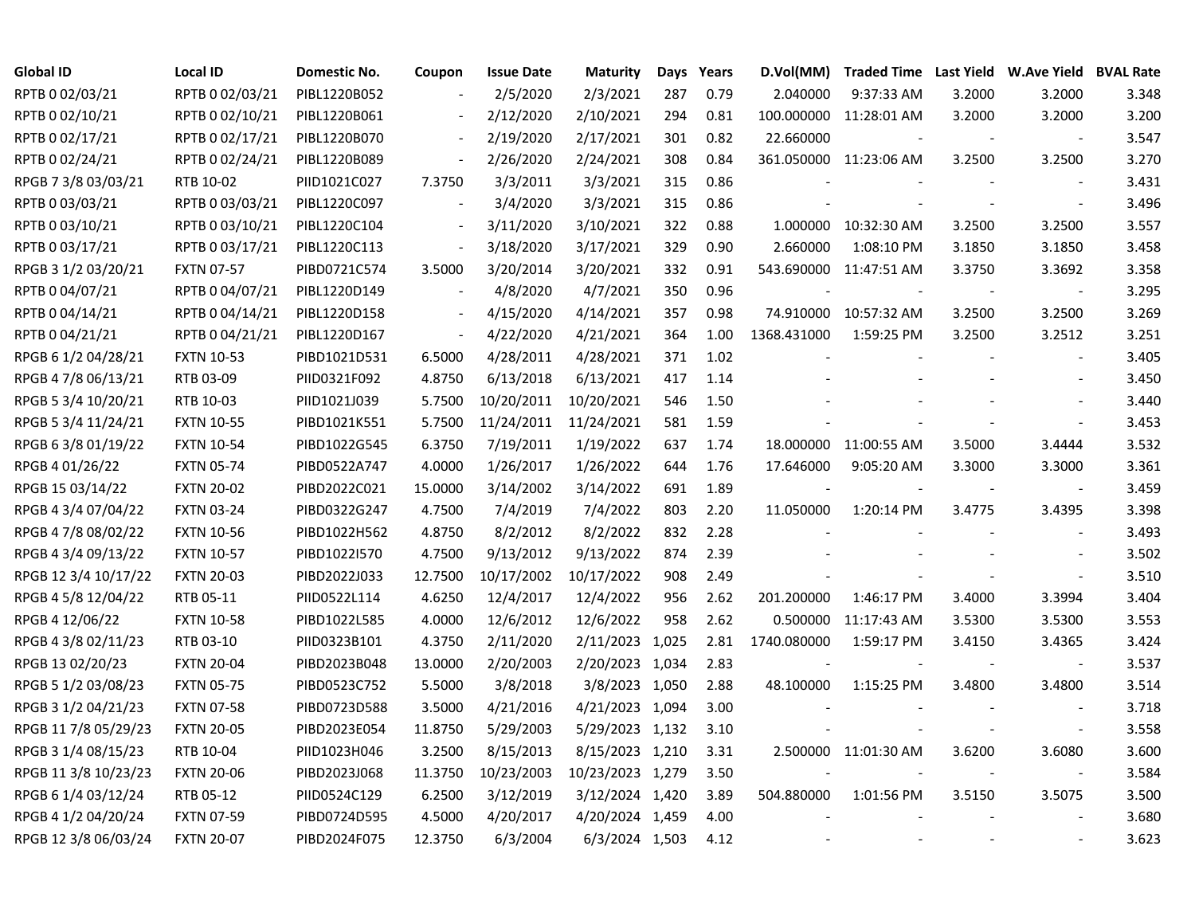| Global ID | Local ID | Domestic No. | Coupon | Issue Date | Maturity | Days | Years | D.Vol(MM) | Traded Time | Last Yield | W.Ave Yield | BVAL Rate |
|---|---|---|---|---|---|---|---|---|---|---|---|---|
| RPTB 0 02/03/21 | RPTB 0 02/03/21 | PIBL1220B052 | - | 2/5/2020 | 2/3/2021 | 287 | 0.79 | 2.040000 | 9:37:33 AM | 3.2000 | 3.2000 | 3.348 |
| RPTB 0 02/10/21 | RPTB 0 02/10/21 | PIBL1220B061 | - | 2/12/2020 | 2/10/2021 | 294 | 0.81 | 100.000000 | 11:28:01 AM | 3.2000 | 3.2000 | 3.200 |
| RPTB 0 02/17/21 | RPTB 0 02/17/21 | PIBL1220B070 | - | 2/19/2020 | 2/17/2021 | 301 | 0.82 | 22.660000 | - | - | - | 3.547 |
| RPTB 0 02/24/21 | RPTB 0 02/24/21 | PIBL1220B089 | - | 2/26/2020 | 2/24/2021 | 308 | 0.84 | 361.050000 | 11:23:06 AM | 3.2500 | 3.2500 | 3.270 |
| RPGB 7 3/8 03/03/21 | RTB 10-02 | PIID1021C027 | 7.3750 | 3/3/2011 | 3/3/2021 | 315 | 0.86 | - | - | - | - | 3.431 |
| RPTB 0 03/03/21 | RPTB 0 03/03/21 | PIBL1220C097 | - | 3/4/2020 | 3/3/2021 | 315 | 0.86 | - | - | - | - | 3.496 |
| RPTB 0 03/10/21 | RPTB 0 03/10/21 | PIBL1220C104 | - | 3/11/2020 | 3/10/2021 | 322 | 0.88 | 1.000000 | 10:32:30 AM | 3.2500 | 3.2500 | 3.557 |
| RPTB 0 03/17/21 | RPTB 0 03/17/21 | PIBL1220C113 | - | 3/18/2020 | 3/17/2021 | 329 | 0.90 | 2.660000 | 1:08:10 PM | 3.1850 | 3.1850 | 3.458 |
| RPGB 3 1/2 03/20/21 | FXTN 07-57 | PIBD0721C574 | 3.5000 | 3/20/2014 | 3/20/2021 | 332 | 0.91 | 543.690000 | 11:47:51 AM | 3.3750 | 3.3692 | 3.358 |
| RPTB 0 04/07/21 | RPTB 0 04/07/21 | PIBL1220D149 | - | 4/8/2020 | 4/7/2021 | 350 | 0.96 | - | - | - | - | 3.295 |
| RPTB 0 04/14/21 | RPTB 0 04/14/21 | PIBL1220D158 | - | 4/15/2020 | 4/14/2021 | 357 | 0.98 | 74.910000 | 10:57:32 AM | 3.2500 | 3.2500 | 3.269 |
| RPTB 0 04/21/21 | RPTB 0 04/21/21 | PIBL1220D167 | - | 4/22/2020 | 4/21/2021 | 364 | 1.00 | 1368.431000 | 1:59:25 PM | 3.2500 | 3.2512 | 3.251 |
| RPGB 6 1/2 04/28/21 | FXTN 10-53 | PIBD1021D531 | 6.5000 | 4/28/2011 | 4/28/2021 | 371 | 1.02 | - | - | - | - | 3.405 |
| RPGB 4 7/8 06/13/21 | RTB 03-09 | PIID0321F092 | 4.8750 | 6/13/2018 | 6/13/2021 | 417 | 1.14 | - | - | - | - | 3.450 |
| RPGB 5 3/4 10/20/21 | RTB 10-03 | PIID1021J039 | 5.7500 | 10/20/2011 | 10/20/2021 | 546 | 1.50 | - | - | - | - | 3.440 |
| RPGB 5 3/4 11/24/21 | FXTN 10-55 | PIBD1021K551 | 5.7500 | 11/24/2011 | 11/24/2021 | 581 | 1.59 | - | - | - | - | 3.453 |
| RPGB 6 3/8 01/19/22 | FXTN 10-54 | PIBD1022G545 | 6.3750 | 7/19/2011 | 1/19/2022 | 637 | 1.74 | 18.000000 | 11:00:55 AM | 3.5000 | 3.4444 | 3.532 |
| RPGB 4 01/26/22 | FXTN 05-74 | PIBD0522A747 | 4.0000 | 1/26/2017 | 1/26/2022 | 644 | 1.76 | 17.646000 | 9:05:20 AM | 3.3000 | 3.3000 | 3.361 |
| RPGB 15 03/14/22 | FXTN 20-02 | PIBD2022C021 | 15.0000 | 3/14/2002 | 3/14/2022 | 691 | 1.89 | - | - | - | - | 3.459 |
| RPGB 4 3/4 07/04/22 | FXTN 03-24 | PIBD0322G247 | 4.7500 | 7/4/2019 | 7/4/2022 | 803 | 2.20 | 11.050000 | 1:20:14 PM | 3.4775 | 3.4395 | 3.398 |
| RPGB 4 7/8 08/02/22 | FXTN 10-56 | PIBD1022H562 | 4.8750 | 8/2/2012 | 8/2/2022 | 832 | 2.28 | - | - | - | - | 3.493 |
| RPGB 4 3/4 09/13/22 | FXTN 10-57 | PIBD1022I570 | 4.7500 | 9/13/2012 | 9/13/2022 | 874 | 2.39 | - | - | - | - | 3.502 |
| RPGB 12 3/4 10/17/22 | FXTN 20-03 | PIBD2022J033 | 12.7500 | 10/17/2002 | 10/17/2022 | 908 | 2.49 | - | - | - | - | 3.510 |
| RPGB 4 5/8 12/04/22 | RTB 05-11 | PIID0522L114 | 4.6250 | 12/4/2017 | 12/4/2022 | 956 | 2.62 | 201.200000 | 1:46:17 PM | 3.4000 | 3.3994 | 3.404 |
| RPGB 4 12/06/22 | FXTN 10-58 | PIBD1022L585 | 4.0000 | 12/6/2012 | 12/6/2022 | 958 | 2.62 | 0.500000 | 11:17:43 AM | 3.5300 | 3.5300 | 3.553 |
| RPGB 4 3/8 02/11/23 | RTB 03-10 | PIID0323B101 | 4.3750 | 2/11/2020 | 2/11/2023 | 1,025 | 2.81 | 1740.080000 | 1:59:17 PM | 3.4150 | 3.4365 | 3.424 |
| RPGB 13 02/20/23 | FXTN 20-04 | PIBD2023B048 | 13.0000 | 2/20/2003 | 2/20/2023 | 1,034 | 2.83 | - | - | - | - | 3.537 |
| RPGB 5 1/2 03/08/23 | FXTN 05-75 | PIBD0523C752 | 5.5000 | 3/8/2018 | 3/8/2023 | 1,050 | 2.88 | 48.100000 | 1:15:25 PM | 3.4800 | 3.4800 | 3.514 |
| RPGB 3 1/2 04/21/23 | FXTN 07-58 | PIBD0723D588 | 3.5000 | 4/21/2016 | 4/21/2023 | 1,094 | 3.00 | - | - | - | - | 3.718 |
| RPGB 11 7/8 05/29/23 | FXTN 20-05 | PIBD2023E054 | 11.8750 | 5/29/2003 | 5/29/2023 | 1,132 | 3.10 | - | - | - | - | 3.558 |
| RPGB 3 1/4 08/15/23 | RTB 10-04 | PIID1023H046 | 3.2500 | 8/15/2013 | 8/15/2023 | 1,210 | 3.31 | 2.500000 | 11:01:30 AM | 3.6200 | 3.6080 | 3.600 |
| RPGB 11 3/8 10/23/23 | FXTN 20-06 | PIBD2023J068 | 11.3750 | 10/23/2003 | 10/23/2023 | 1,279 | 3.50 | - | - | - | - | 3.584 |
| RPGB 6 1/4 03/12/24 | RTB 05-12 | PIID0524C129 | 6.2500 | 3/12/2019 | 3/12/2024 | 1,420 | 3.89 | 504.880000 | 1:01:56 PM | 3.5150 | 3.5075 | 3.500 |
| RPGB 4 1/2 04/20/24 | FXTN 07-59 | PIBD0724D595 | 4.5000 | 4/20/2017 | 4/20/2024 | 1,459 | 4.00 | - | - | - | - | 3.680 |
| RPGB 12 3/8 06/03/24 | FXTN 20-07 | PIBD2024F075 | 12.3750 | 6/3/2004 | 6/3/2024 | 1,503 | 4.12 | - | - | - | - | 3.623 |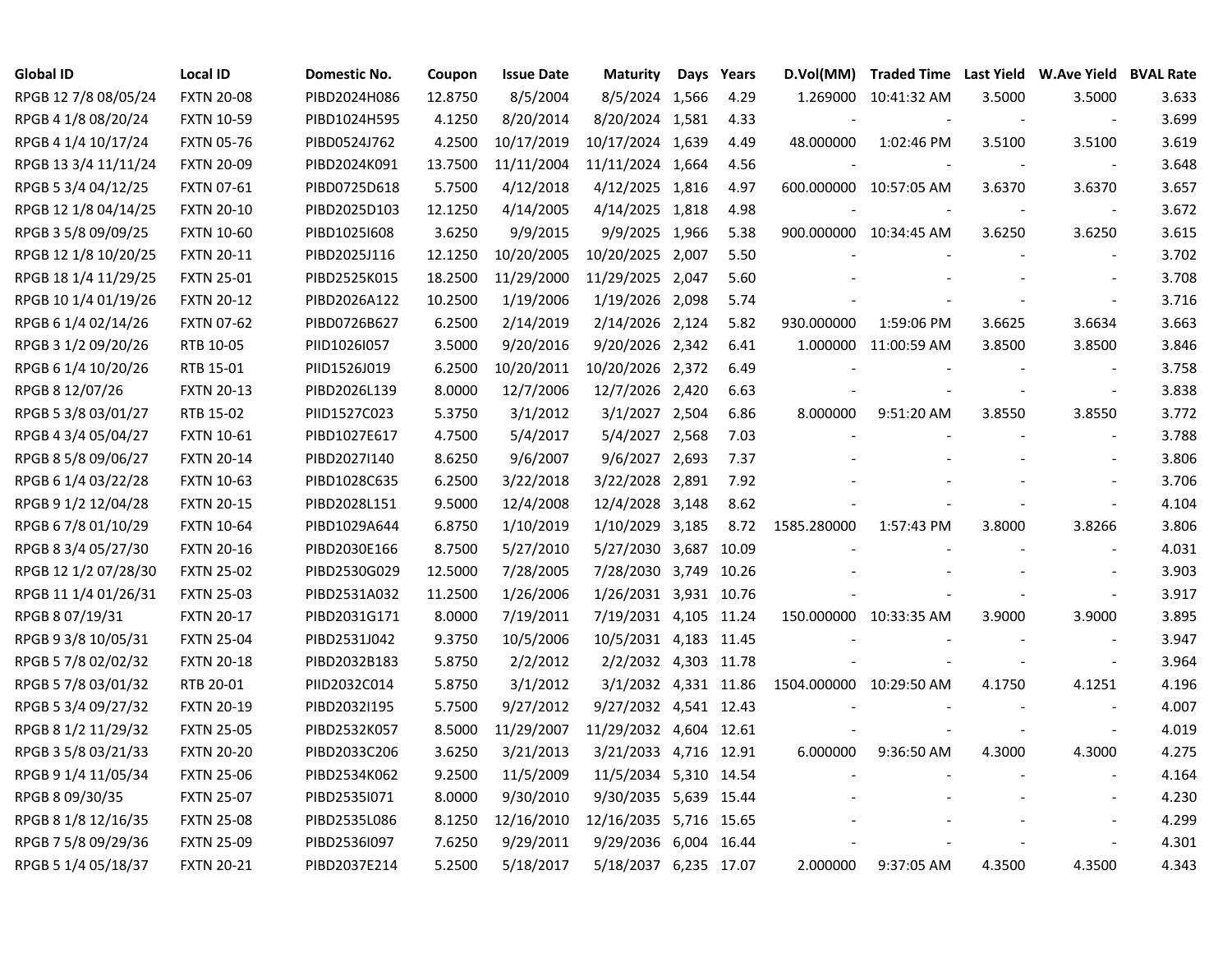| Global ID | Local ID | Domestic No. | Coupon | Issue Date | Maturity | Days | Years | D.Vol(MM) | Traded Time | Last Yield | W.Ave Yield | BVAL Rate |
|---|---|---|---|---|---|---|---|---|---|---|---|---|
| RPGB 12 7/8 08/05/24 | FXTN 20-08 | PIBD2024H086 | 12.8750 | 8/5/2004 | 8/5/2024 | 1,566 | 4.29 | 1.269000 | 10:41:32 AM | 3.5000 | 3.5000 | 3.633 |
| RPGB 4 1/8 08/20/24 | FXTN 10-59 | PIBD1024H595 | 4.1250 | 8/20/2014 | 8/20/2024 | 1,581 | 4.33 | - | - | - | - | 3.699 |
| RPGB 4 1/4 10/17/24 | FXTN 05-76 | PIBD0524J762 | 4.2500 | 10/17/2019 | 10/17/2024 | 1,639 | 4.49 | 48.000000 | 1:02:46 PM | 3.5100 | 3.5100 | 3.619 |
| RPGB 13 3/4 11/11/24 | FXTN 20-09 | PIBD2024K091 | 13.7500 | 11/11/2004 | 11/11/2024 | 1,664 | 4.56 | - | - | - | - | 3.648 |
| RPGB 5 3/4 04/12/25 | FXTN 07-61 | PIBD0725D618 | 5.7500 | 4/12/2018 | 4/12/2025 | 1,816 | 4.97 | 600.000000 | 10:57:05 AM | 3.6370 | 3.6370 | 3.657 |
| RPGB 12 1/8 04/14/25 | FXTN 20-10 | PIBD2025D103 | 12.1250 | 4/14/2005 | 4/14/2025 | 1,818 | 4.98 | - | - | - | - | 3.672 |
| RPGB 3 5/8 09/09/25 | FXTN 10-60 | PIBD1025I608 | 3.6250 | 9/9/2015 | 9/9/2025 | 1,966 | 5.38 | 900.000000 | 10:34:45 AM | 3.6250 | 3.6250 | 3.615 |
| RPGB 12 1/8 10/20/25 | FXTN 20-11 | PIBD2025J116 | 12.1250 | 10/20/2005 | 10/20/2025 | 2,007 | 5.50 | - | - | - | - | 3.702 |
| RPGB 18 1/4 11/29/25 | FXTN 25-01 | PIBD2525K015 | 18.2500 | 11/29/2000 | 11/29/2025 | 2,047 | 5.60 | - | - | - | - | 3.708 |
| RPGB 10 1/4 01/19/26 | FXTN 20-12 | PIBD2026A122 | 10.2500 | 1/19/2006 | 1/19/2026 | 2,098 | 5.74 | - | - | - | - | 3.716 |
| RPGB 6 1/4 02/14/26 | FXTN 07-62 | PIBD0726B627 | 6.2500 | 2/14/2019 | 2/14/2026 | 2,124 | 5.82 | 930.000000 | 1:59:06 PM | 3.6625 | 3.6634 | 3.663 |
| RPGB 3 1/2 09/20/26 | RTB 10-05 | PIID1026I057 | 3.5000 | 9/20/2016 | 9/20/2026 | 2,342 | 6.41 | 1.000000 | 11:00:59 AM | 3.8500 | 3.8500 | 3.846 |
| RPGB 6 1/4 10/20/26 | RTB 15-01 | PIID1526J019 | 6.2500 | 10/20/2011 | 10/20/2026 | 2,372 | 6.49 | - | - | - | - | 3.758 |
| RPGB 8 12/07/26 | FXTN 20-13 | PIBD2026L139 | 8.0000 | 12/7/2006 | 12/7/2026 | 2,420 | 6.63 | - | - | - | - | 3.838 |
| RPGB 5 3/8 03/01/27 | RTB 15-02 | PIID1527C023 | 5.3750 | 3/1/2012 | 3/1/2027 | 2,504 | 6.86 | 8.000000 | 9:51:20 AM | 3.8550 | 3.8550 | 3.772 |
| RPGB 4 3/4 05/04/27 | FXTN 10-61 | PIBD1027E617 | 4.7500 | 5/4/2017 | 5/4/2027 | 2,568 | 7.03 | - | - | - | - | 3.788 |
| RPGB 8 5/8 09/06/27 | FXTN 20-14 | PIBD2027I140 | 8.6250 | 9/6/2007 | 9/6/2027 | 2,693 | 7.37 | - | - | - | - | 3.806 |
| RPGB 6 1/4 03/22/28 | FXTN 10-63 | PIBD1028C635 | 6.2500 | 3/22/2018 | 3/22/2028 | 2,891 | 7.92 | - | - | - | - | 3.706 |
| RPGB 9 1/2 12/04/28 | FXTN 20-15 | PIBD2028L151 | 9.5000 | 12/4/2008 | 12/4/2028 | 3,148 | 8.62 | - | - | - | - | 4.104 |
| RPGB 6 7/8 01/10/29 | FXTN 10-64 | PIBD1029A644 | 6.8750 | 1/10/2019 | 1/10/2029 | 3,185 | 8.72 | 1585.280000 | 1:57:43 PM | 3.8000 | 3.8266 | 3.806 |
| RPGB 8 3/4 05/27/30 | FXTN 20-16 | PIBD2030E166 | 8.7500 | 5/27/2010 | 5/27/2030 | 3,687 | 10.09 | - | - | - | - | 4.031 |
| RPGB 12 1/2 07/28/30 | FXTN 25-02 | PIBD2530G029 | 12.5000 | 7/28/2005 | 7/28/2030 | 3,749 | 10.26 | - | - | - | - | 3.903 |
| RPGB 11 1/4 01/26/31 | FXTN 25-03 | PIBD2531A032 | 11.2500 | 1/26/2006 | 1/26/2031 | 3,931 | 10.76 | - | - | - | - | 3.917 |
| RPGB 8 07/19/31 | FXTN 20-17 | PIBD2031G171 | 8.0000 | 7/19/2011 | 7/19/2031 | 4,105 | 11.24 | 150.000000 | 10:33:35 AM | 3.9000 | 3.9000 | 3.895 |
| RPGB 9 3/8 10/05/31 | FXTN 25-04 | PIBD2531J042 | 9.3750 | 10/5/2006 | 10/5/2031 | 4,183 | 11.45 | - | - | - | - | 3.947 |
| RPGB 5 7/8 02/02/32 | FXTN 20-18 | PIBD2032B183 | 5.8750 | 2/2/2012 | 2/2/2032 | 4,303 | 11.78 | - | - | - | - | 3.964 |
| RPGB 5 7/8 03/01/32 | RTB 20-01 | PIID2032C014 | 5.8750 | 3/1/2012 | 3/1/2032 | 4,331 | 11.86 | 1504.000000 | 10:29:50 AM | 4.1750 | 4.1251 | 4.196 |
| RPGB 5 3/4 09/27/32 | FXTN 20-19 | PIBD2032I195 | 5.7500 | 9/27/2012 | 9/27/2032 | 4,541 | 12.43 | - | - | - | - | 4.007 |
| RPGB 8 1/2 11/29/32 | FXTN 25-05 | PIBD2532K057 | 8.5000 | 11/29/2007 | 11/29/2032 | 4,604 | 12.61 | - | - | - | - | 4.019 |
| RPGB 3 5/8 03/21/33 | FXTN 20-20 | PIBD2033C206 | 3.6250 | 3/21/2013 | 3/21/2033 | 4,716 | 12.91 | 6.000000 | 9:36:50 AM | 4.3000 | 4.3000 | 4.275 |
| RPGB 9 1/4 11/05/34 | FXTN 25-06 | PIBD2534K062 | 9.2500 | 11/5/2009 | 11/5/2034 | 5,310 | 14.54 | - | - | - | - | 4.164 |
| RPGB 8 09/30/35 | FXTN 25-07 | PIBD2535I071 | 8.0000 | 9/30/2010 | 9/30/2035 | 5,639 | 15.44 | - | - | - | - | 4.230 |
| RPGB 8 1/8 12/16/35 | FXTN 25-08 | PIBD2535L086 | 8.1250 | 12/16/2010 | 12/16/2035 | 5,716 | 15.65 | - | - | - | - | 4.299 |
| RPGB 7 5/8 09/29/36 | FXTN 25-09 | PIBD2536I097 | 7.6250 | 9/29/2011 | 9/29/2036 | 6,004 | 16.44 | - | - | - | - | 4.301 |
| RPGB 5 1/4 05/18/37 | FXTN 20-21 | PIBD2037E214 | 5.2500 | 5/18/2017 | 5/18/2037 | 6,235 | 17.07 | 2.000000 | 9:37:05 AM | 4.3500 | 4.3500 | 4.343 |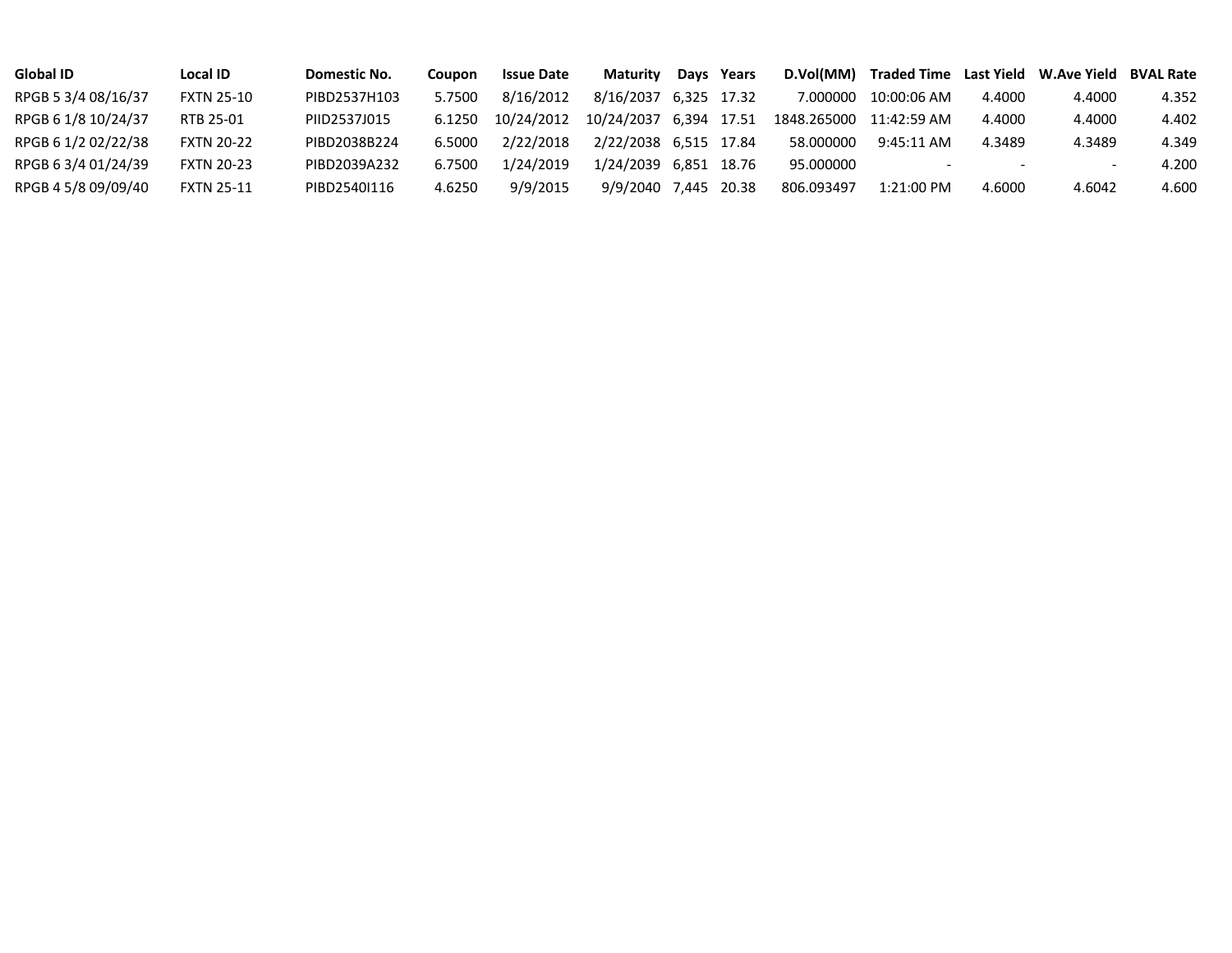| Global ID | Local ID | Domestic No. | Coupon | Issue Date | Maturity | Days | Years | D.Vol(MM) | Traded Time | Last Yield | W.Ave Yield | BVAL Rate |
|---|---|---|---|---|---|---|---|---|---|---|---|---|
| RPGB 5 3/4 08/16/37 | FXTN 25-10 | PIBD2537H103 | 5.7500 | 8/16/2012 | 8/16/2037 | 6,325 | 17.32 | 7.000000 | 10:00:06 AM | 4.4000 | 4.4000 | 4.352 |
| RPGB 6 1/8 10/24/37 | RTB 25-01 | PIID2537J015 | 6.1250 | 10/24/2012 | 10/24/2037 | 6,394 | 17.51 | 1848.265000 | 11:42:59 AM | 4.4000 | 4.4000 | 4.402 |
| RPGB 6 1/2 02/22/38 | FXTN 20-22 | PIBD2038B224 | 6.5000 | 2/22/2018 | 2/22/2038 | 6,515 | 17.84 | 58.000000 | 9:45:11 AM | 4.3489 | 4.3489 | 4.349 |
| RPGB 6 3/4 01/24/39 | FXTN 20-23 | PIBD2039A232 | 6.7500 | 1/24/2019 | 1/24/2039 | 6,851 | 18.76 | 95.000000 | - | - | - | 4.200 |
| RPGB 4 5/8 09/09/40 | FXTN 25-11 | PIBD2540I116 | 4.6250 | 9/9/2015 | 9/9/2040 | 7,445 | 20.38 | 806.093497 | 1:21:00 PM | 4.6000 | 4.6042 | 4.600 |